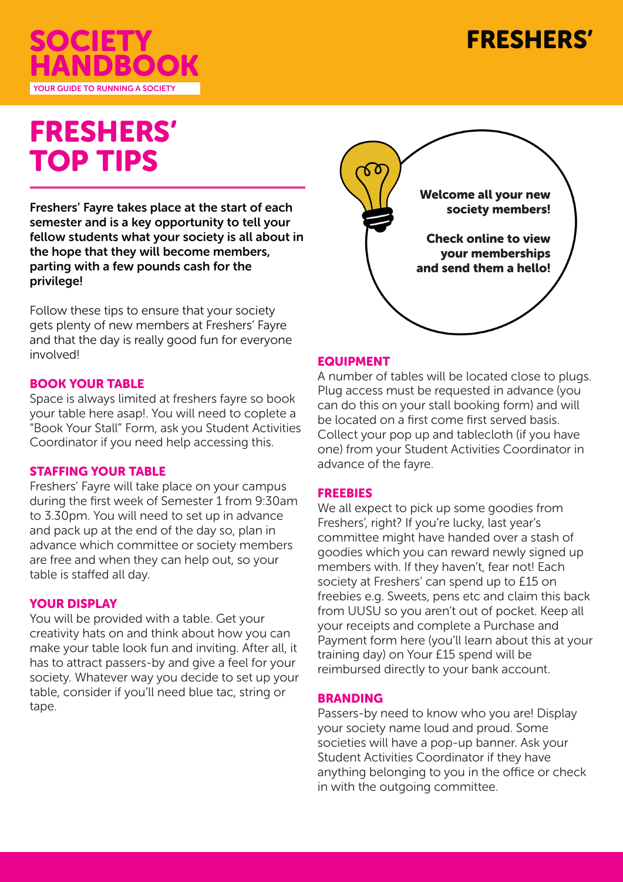# SOCIETY HANDBOOK

YOUR GUIDE TO RUNNING A SOCIETY

FRESHERS'

## FRESHERS' TOP TIPS

**Freshers' Fayre takes place at the start of each semester and is a key opportunity to tell your fellow students what your society is all about in the hope that they will become members, parting with a few pounds cash for the privilege!**

Follow these tips to ensure that your society gets plenty of new members at Freshers' Fayre and that the day is really good fun for everyone involved!

### BOOK YOUR TABLE

Space is always limited at freshers fayre so book your table here asap!. You will need to coplete a "Book Your Stall" Form, ask you Student Activities Coordinator if you need help accessing this.

### STAFFING YOUR TABLE

Freshers' Fayre will take place on your campus during the first week of Semester 1 from 9:30am to 3.30pm. You will need to set up in advance and pack up at the end of the day so, plan in advance which committee or society members are free and when they can help out, so your table is staffed all day.

### YOUR DISPLAY

You will be provided with a table. Get your creativity hats on and think about how you can make your table look fun and inviting. After all, it has to attract passers-by and give a feel for your society. Whatever way you decide to set up your table, consider if you'll need blue tac, string or tape.

**Welcome all your new society members!**

**Check online to view your memberships and send them a hello!**

### EQUIPMENT

A number of tables will be located close to plugs. Plug access must be requested in advance (you can do this on your stall booking form) and will be located on a first come first served basis. Collect your pop up and tablecloth (if you have one) from your Student Activities Coordinator in advance of the fayre.

### FREEBIES

We all expect to pick up some goodies from Freshers', right? If you're lucky, last year's committee might have handed over a stash of goodies which you can reward newly signed up members with. If they haven't, fear not! Each society at Freshers' can spend up to £15 on freebies e.g. Sweets, pens etc and claim this back from UUSU so you aren't out of pocket. Keep all your receipts and complete a Purchase and Payment form here (you'll learn about this at your training day) on Your £15 spend will be reimbursed directly to your bank account.

### BRANDING

Passers-by need to know who you are! Display your society name loud and proud. Some societies will have a pop-up banner. Ask your Student Activities Coordinator if they have anything belonging to you in the office or check in with the outgoing committee.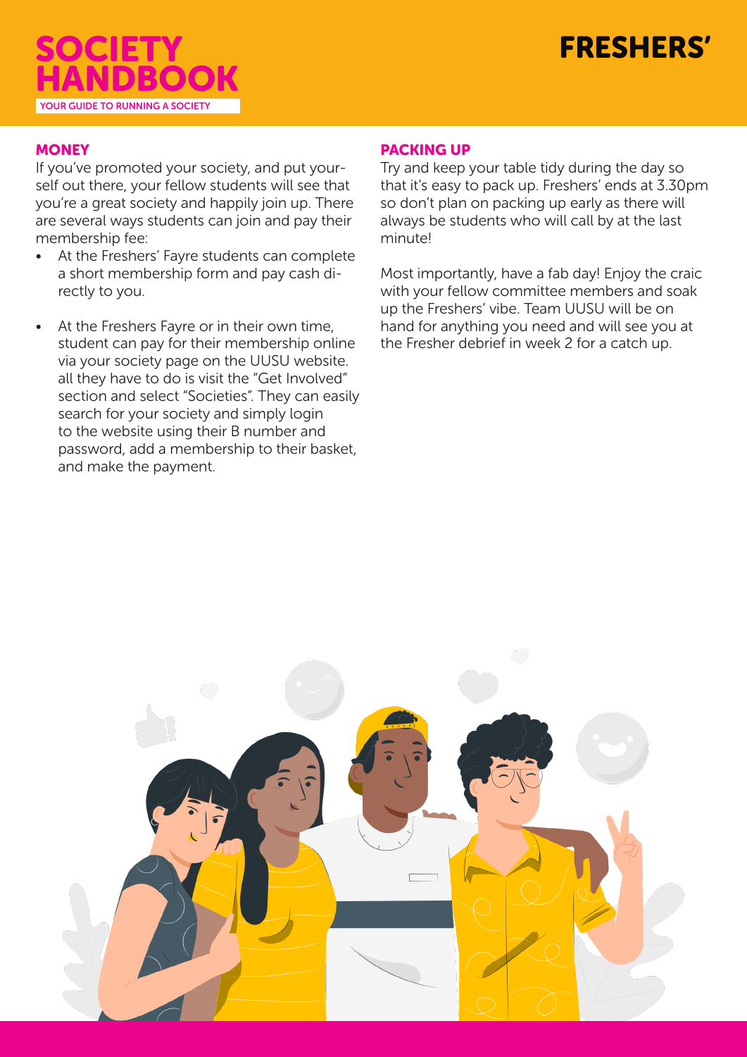## MONEY

If you've promoted your society, and put yourself out there, your fellow students will see that you're a great society and happily join up. There are several ways students can join and pay their membership fee:

- At the Freshers' Fayre students can complete a short membership form and pay cash directly to you.
- At the Freshers Fayre or in their own time, student can pay for their membership online via your society page on the UUSU website. all they have to do is visit the "Get Involved" section and select "Societies". They can easily search for your society and simply login to the website using their B number and password, add a membership to their basket, and make the payment.

## PACKING UP

Try and keep your table tidy during the day so that it's easy to pack up. Freshers' ends at 3.30pm so don't plan on packing up early as there will always be students who will call by at the last minute!

Most importantly, have a fab day! Enjoy the craic with your fellow committee members and soak up the Freshers' vibe. Team UUSU will be on hand for anything you need and will see you at the Fresher debrief in week 2 for a catch up.